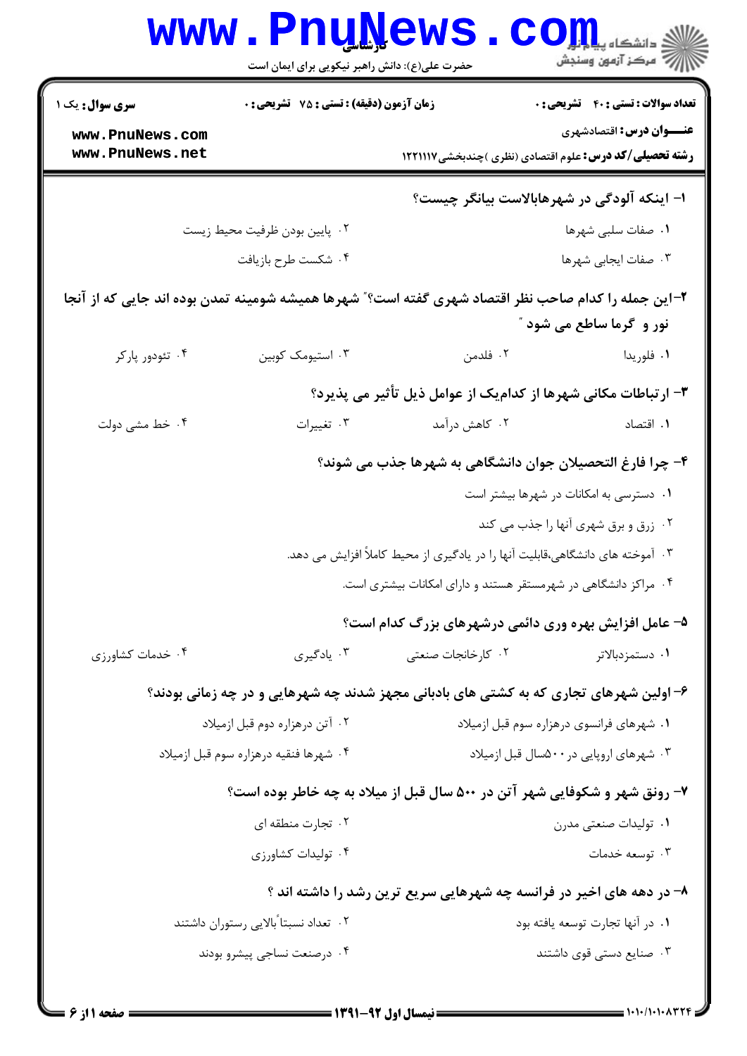**سری سؤال:** یک ۱

**زمان آزمون (دقیقه) : تستی : ۷۵ تشریحی : ۰**

**تعداد سوالات : تستی : ۴۰ تشریحی : ۰**

**عنـــوان درس:** اقتصادشهری

**رشته تحصیلی/کد درس:** علوم اقتصادی (نظری )چندبخشی ۱۲۲۱۱۱۷

**۱- اینکه آلودگی در شهرهابالاست بیانگر چیست؟**

۱. صفات سلبی شهرها

۲. پایین بودن ظرفیت محیط زیست

۳. صفات ایجابی شهرها

۴. شکست طرح بازیافت

**۲-این جمله را کدام صاحب نظر اقتصاد شهری گفته است؟" شهرها همیشه شومینه تمدن بوده اند جایی که از آنجا نور و گرما ساطع می شود "**

۱. فلوریدا

۲. فلدمن

۳. استیومک کوبین

۴. تئودور پارکر

**۳- ارتباطات مکانی شهرها از کدام‌یک از عوامل ذیل تأثیر می پذیرد؟**

۱. اقتصاد

۲. کاهش درآمد

۳. تغییرات

۴. خط مشی دولت

**۴- چرا فارغ التحصیلان جوان دانشگاهی به شهرها جذب می شوند؟**

۱. دسترسی به امکانات در شهرها بیشتر است

۲. زرق و برق شهری آنها را جذب می کند

۳. آموخته های دانشگاهی،قابلیت آنها را در یادگیری از محیط کاملاً افزایش می دهد.

۴. مراکز دانشگاهی در شهرمستقر هستند و دارای امکانات بیشتری است.

**۵- عامل افزایش بهره وری دائمی درشهرهای بزرگ کدام است؟**

۱. دستمزدبالاتر

۲. کارخانجات صنعتی

۳. یادگیری

۴. خدمات کشاورزی

**۶- اولین شهرهای تجاری که به کشتی های بادبانی مجهز شدند چه شهرهایی و در چه زمانی بودند؟**

۱. شهرهای فرانسوی درهزاره سوم قبل ازمیلاد

۲. آتن درهزاره دوم قبل ازمیلاد

۳. شهرهای اروپایی در ۵۰۰سال قبل ازمیلاد

۴. شهرها فنقیه درهزاره سوم قبل ازمیلاد

**۷- رونق شهر و شکوفایی شهر آتن در ۵۰۰ سال قبل از میلاد به چه خاطر بوده است؟**

۱. تولیدات صنعتی مدرن

۲. تجارت منطقه ای

۳. توسعه خدمات

۴. تولیدات کشاورزی

**۸- در دهه های اخیر در فرانسه چه شهرهایی سریع ترین رشد را داشته اند ؟**

۱. در آنها تجارت توسعه یافته بود

۲. تعداد نسبتاً بالایی رستوران داشتند

۳. صنایع دستی قوی داشتند

۴. درصنعت نساجی پیشرو بودند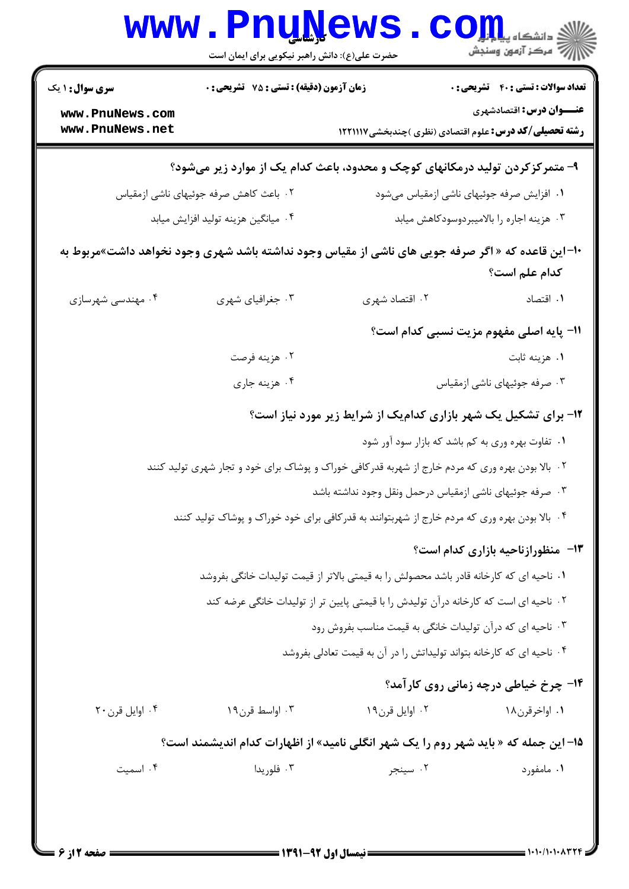۹- متمرکزکردن تولید درمکانهای کوچک و محدود، باعث کدام یک از موارد زیر می‌شود؟

۱. افزایش صرفه جوئیهای ناشی ازمقیاس می‌شود

۲. باعث کاهش صرفه جوئیهای ناشی ازمقیاس

۳. هزینه اجاره را بالامیبردوسودکاهش میابد

۴. میانگین هزینه تولید افزایش میابد

۱۰-این قاعده که « اگر صرفه جویی های ناشی از مقیاس وجود نداشته باشد شهری وجود نخواهد داشت»مربوط به کدام علم است؟

۱. اقتصاد

۲. اقتصاد شهری

۳. جغرافیای شهری

۴. مهندسی شهرسازی

۱۱- پایه اصلی مفهوم مزیت نسبی کدام است؟

۱. هزینه ثابت

۲. هزینه فرصت

۳. صرفه جوئیهای ناشی ازمقیاس

۴. هزینه جاری

۱۲- برای تشکیل یک شهر بازاری کدام‌یک از شرایط زیر مورد نیاز است؟

۱. تفاوت بهره وری به کم باشد که بازار سود آور شود

۲. بالا بودن بهره وری که مردم خارج از شهربه قدرکافی خوراک و پوشاک برای خود و تجار شهری تولید کنند

۳. صرفه جوئیهای ناشی ازمقیاس درحمل ونقل وجود نداشته باشد

۴. بالا بودن بهره وری که مردم خارج از شهربتوانند به قدرکافی برای خود خوراک و پوشاک تولید کنند

۱۳- منظورازناحیه بازاری کدام است؟

۱. ناحیه ای که کارخانه قادر باشد محصولش را به قیمتی بالاتر از قیمت تولیدات خانگی بفروشد

۲. ناحیه ای است که کارخانه درآن تولیدش را با قیمتی پایین تر از تولیدات خانگی عرضه کند

۳. ناحیه ای که درآن تولیدات خانگی به قیمت مناسب بفروش رود

۴. ناحیه ای که کارخانه بتواند تولیداتش را در آن به قیمت تعادلی بفروشد

۱۴- چرخ خیاطی درچه زمانی روی کارآمد؟

۱. اواخرقرن۱۸

۲. اوایل قرن۱۹

۳. اواسط قرن۱۹

۴. اوایل قرن۲۰

۱۵- این جمله که « باید شهر روم را یک شهر انگلی نامید» از اظهارات کدام اندیشمند است؟

۱. مامفورد

۲. سینجر

۳. فلوریدا

۴. اسمیت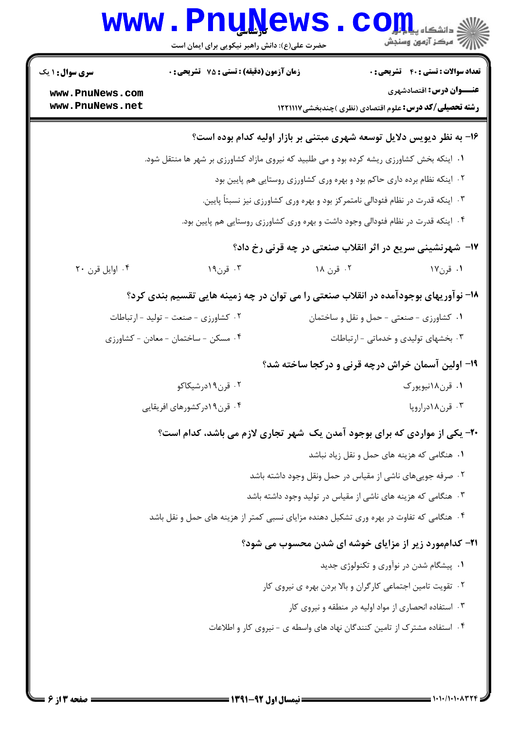۱۶- به نظر دیویس دلایل توسعه شهری مبتنی بر بازار اولیه کدام بوده است؟

۱. اینکه بخش کشاورزی ریشه کرده بود و می طلبید که نیروی مازاد کشاورزی بر شهر ها منتقل شود.

۲. اینکه نظام برده داری حاکم بود و بهره وری کشاورزی روستایی هم پایین بود

۳. اینکه قدرت در نظام فئودالی نامتمرکز بود و بهره وری کشاورزی نیز نسبتاً پایین.

۴. اینکه قدرت در نظام فئودالی وجود داشت و بهره وری کشاورزی روستایی هم پایین بود.

۱۷- شهرنشینی سریع در اثر انقلاب صنعتی در چه قرنی رخ داد؟

۱. قرن۱۷ ۲. قرن ۱۸ ۳. قرن۱۹ ۴. اوایل قرن ۲۰

۱۸- نوآوریهای بوجودآمده در انقلاب صنعتی را می توان در چه زمینه هایی تقسیم بندی کرد؟

۱. کشاورزی - صنعتی - حمل و نقل و ساختمان

۲. کشاورزی - صنعت - تولید - ارتباطات

۳. بخشهای تولیدی و خدماتی - ارتباطات

۴. مسکن - ساختمان - معادن - کشاورزی

۱۹- اولین آسمان خراش درچه قرنی و درکجا ساخته شد؟

۱. قرن۱۸نیویورک

۲. قرن۱۹درشیکاکو

۳. قرن۱۸دراروپا

۴. قرن۱۹درکشورهای افریقایی

۲۰- یکی از مواردی که برای بوجود آمدن یک شهر تجاری لازم می باشد، کدام است؟

۱. هنگامی که هزینه های حمل و نقل زیاد نباشد

۲. صرفه جوییهای ناشی از مقیاس در حمل ونقل وجود داشته باشد

۳. هنگامی که هزینه های ناشی از مقیاس در تولید وجود داشته باشد

۴. هنگامی که تفاوت در بهره وری تشکیل دهنده مزایای نسبی کمتر از هزینه های حمل و نقل باشد

۲۱- کداممورد زیر از مزایای خوشه ای شدن محسوب می شود؟

۱. پیشگام شدن در نوآوری و تکنولوژی جدید

۲. تقویت تامین اجتماعی کارگران و بالا بردن بهره ی نیروی کار

۳. استفاده انحصاری از مواد اولیه در منطقه و نیروی کار

۴. استفاده مشترک از تامین کنندگان نهاد های واسطه ی - نیروی کار و اطلاعات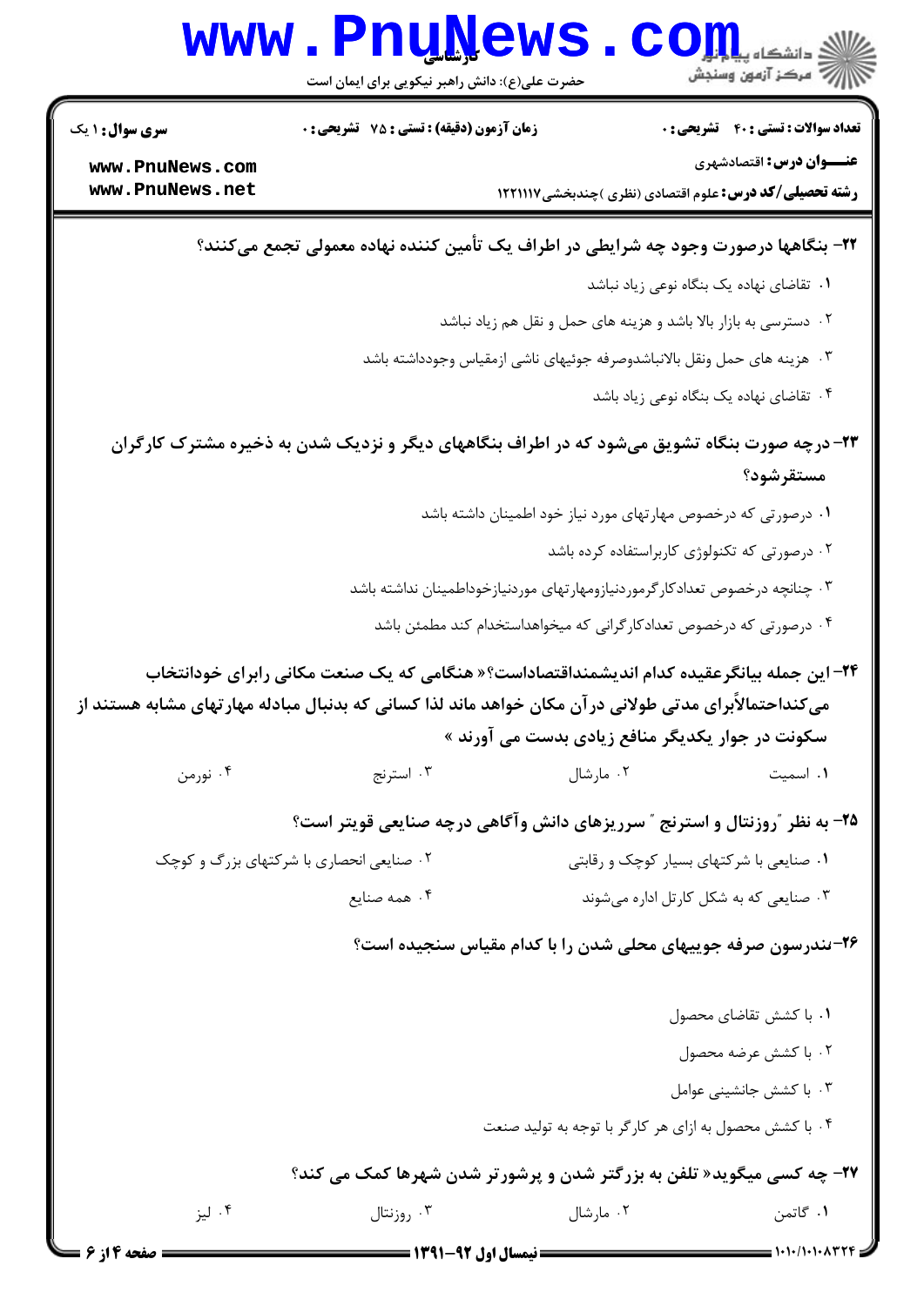**۲۲- بنگاهها درصورت وجود چه شرایطی در اطراف یک تأمین کننده نهاده معمولی تجمع می‌کنند؟**

۱. تقاضای نهاده یک بنگاه نوعی زیاد نباشد

۲. دسترسی به بازار بالا باشد و هزینه های حمل و نقل هم زیاد نباشد

۳. هزینه های حمل ونقل بالانباشدوصرفه جوئیهای ناشی ازمقیاس وجودداشته باشد

۴. تقاضای نهاده یک بنگاه نوعی زیاد باشد

**۲۳- درچه صورت بنگاه تشویق می‌شود که در اطراف بنگاههای دیگر و نزدیک شدن به ذخیره مشترک کارگران مستقرشود؟**

۱. درصورتی که درخصوص مهارتهای مورد نیاز خود اطمینان داشته باشد

۲. درصورتی که تکنولوژی کاربراستفاده کرده باشد

۳. چنانچه درخصوص تعدادکارگرموردنیازومهارتهای موردنیازخوداطمینان نداشته باشد

۴. درصورتی که درخصوص تعدادکارگرانی که میخواهداستخدام کند مطمئن باشد

**۲۴- این جمله بیانگرعقیده کدام اندیشمنداقتصاداست؟« هنگامی که یک صنعت مکانی رابرای خودانتخاب می‌کنداحتمالاًبرای مدتی طولانی درآن مکان خواهد ماند لذا کسانی که بدنبال مبادله مهارتهای مشابه هستند از سکونت در جوار یکدیگر منافع زیادی بدست می آورند »**

۱. اسمیت

۲. مارشال

۳. استرنج

۴. نورمن

**۲۵- به نظر "روزنتال و استرنج " سرریزهای دانش وآگاهی درچه صنایعی قویتر است؟**

۱. صنایعی با شرکتهای بسیار کوچک و رقابتی

۲. صنایع انحصاری با شرکتهای بزرگ و کوچک

۳. صنایعی که به شکل کارتل اداره می‌شوند

۴. همه صنایع

**۲۶-تندرسون صرفه جوییهای محلی شدن را با کدام مقیاس سنجیده است؟**

۱. با کشش تقاضای محصول

۲. با کشش عرضه محصول

۳. با کشش جانشینی عوامل

۴. با کشش محصول به ازای هر کارگر با توجه به تولید صنعت

**۲۷- چه کسی میگوید« تلفن به بزرگتر شدن و پرشورتر شدن شهرها کمک می کند؟**

۱. گاتمن

۲. مارشال

۳. روزنتال

۴. لیز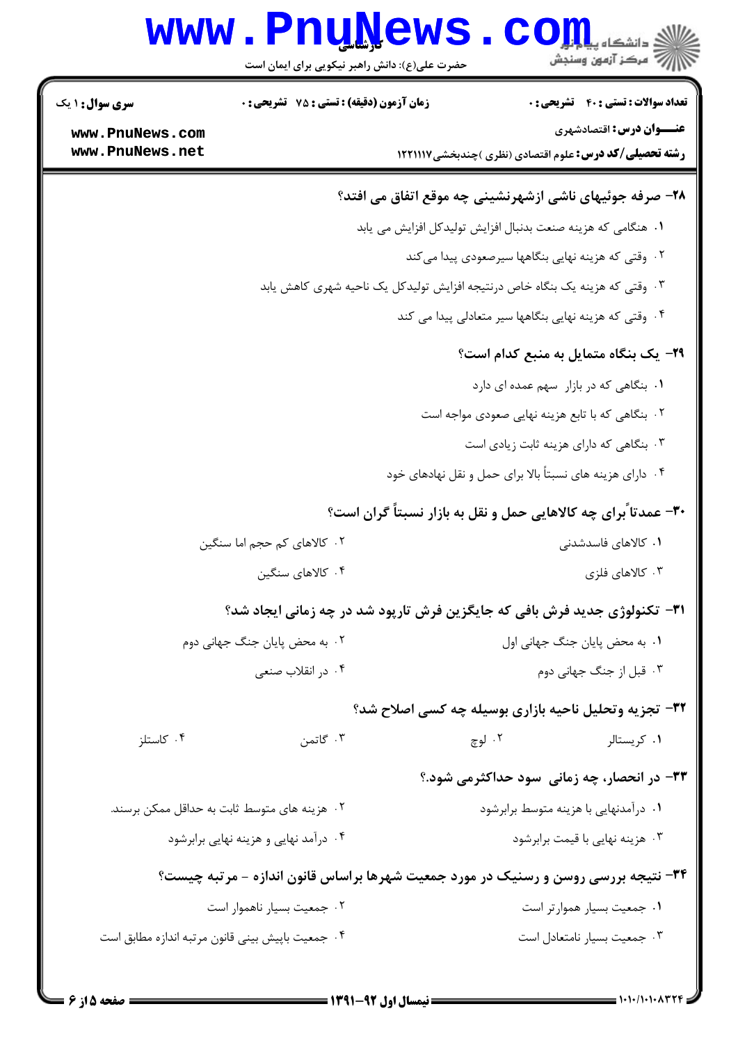۲۸- صرفه جوئیهای ناشی ازشهرنشینی چه موقع اتفاق می افتد؟

۱. هنگامی که هزینه صنعت بدنبال افزایش تولیدکل افزایش می یابد

۲. وقتی که هزینه نهایی بنگاهها سیرصعودی پیدا می‌کند

۳. وقتی که هزینه یک بنگاه خاص درنتیجه افزایش تولیدکل یک ناحیه شهری کاهش یابد

۴. وقتی که هزینه نهایی بنگاهها سیر متعادلی پیدا می کند

۲۹- یک بنگاه متمایل به منبع کدام است؟

۱. بنگاهی که در بازار سهم عمده ای دارد

۲. بنگاهی که با تابع هزینه نهایی صعودی مواجه است

۳. بنگاهی که دارای هزینه ثابت زیادی است

۴. دارای هزینه های نسبتاً بالا برای حمل و نقل نهادهای خود

۳۰- عمدتاً برای چه کالاهایی حمل و نقل به بازار نسبتاً گران است؟

۱. کالاهای فاسدشدنی

۲. کالاهای کم حجم اما سنگین

۳. کالاهای فلزی

۴. کالاهای سنگین

۳۱- تکنولوژی جدید فرش بافی که جایگزین فرش تارپود شد در چه زمانی ایجاد شد؟

۱. به محض پایان جنگ جهانی اول

۲. به محض پایان جنگ جهانی دوم

۳. قبل از جنگ جهانی دوم

۴. در انقلاب صنعی

۳۲- تجزیه وتحلیل ناحیه بازاری بوسیله چه کسی اصلاح شد؟

۱. کریستالر

۲. لوچ

۳. گاتمن

۴. کاستلز

۳۳- در انحصار، چه زمانی سود حداکثرمی شود.؟

۱. درآمدنهایی با هزینه متوسط برابرشود

۲. هزینه های متوسط ثابت به حداقل ممکن برسند.

۳. هزینه نهایی با قیمت برابرشود

۴. درآمد نهایی و هزینه نهایی برابرشود

۳۴- نتیجه بررسی روسن و رسنیک در مورد جمعیت شهرها براساس قانون اندازه - مرتبه چیست؟

۱. جمعیت بسیار هموارتر است

۲. جمعیت بسیار ناهموار است

۳. جمعیت بسیار نامتعادل است

۴. جمعیت باپیش بینی قانون مرتبه اندازه مطابق است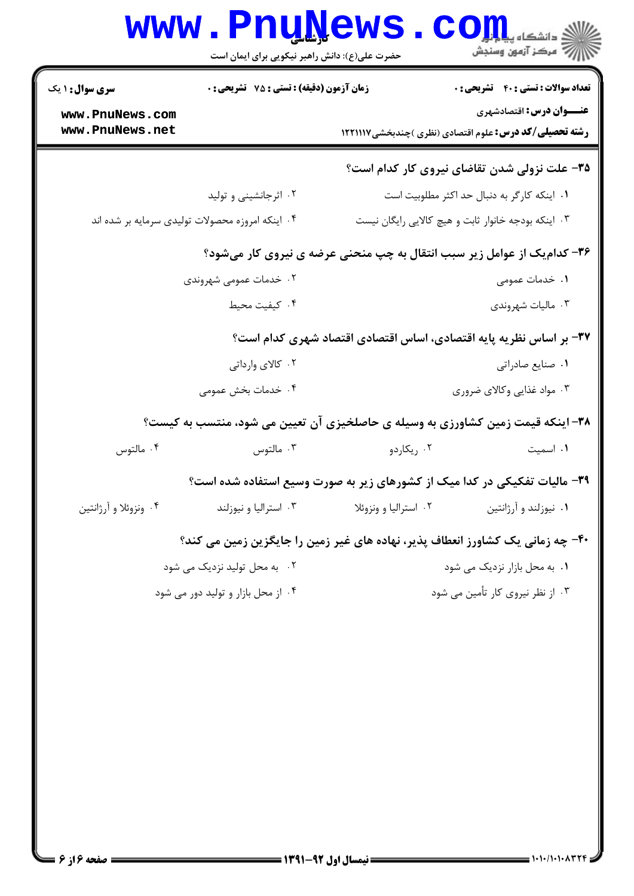**۳۵- علت نزولی شدن تقاضای نیروی کار کدام است؟**

۱. اینکه کارگر به دنبال حد اکثر مطلوبیت است

۲. اثرجانشینی و تولید

۳. اینکه بودجه خانوار ثابت و هیچ کالایی رایگان نیست

۴. اینکه امروزه محصولات تولیدی سرمایه بر شده اند

**۳۶- کدام‌یک از عوامل زیر سبب انتقال به چپ منحنی عرضه ی نیروی کار می‌شود؟**

۱. خدمات عمومی

۲. خدمات عمومی شهروندی

۳. مالیات شهروندی

۴. کیفیت محیط

**۳۷- بر اساس نظریه پایه اقتصادی، اساس اقتصادی اقتصاد شهری کدام است؟**

۱. صنایع صادراتی

۲. کالای وارداتی

۳. مواد غذایی وکالای ضروری

۴. خدمات بخش عمومی

**۳۸- اینکه قیمت زمین کشاورزی به وسیله ی حاصلخیزی آن تعیین می شود، منتسب به کیست؟**

۱. اسمیت

۲. ریکاردو

۳. مالتوس

۴. مالتوس

**۳۹- مالیات تفکیکی در کدا میک از کشورهای زیر به صورت وسیع استفاده شده است؟**

۱. نیوزلند و آرژانتین

۲. استرالیا و ونزوئلا

۳. استرالیا و نیوزلند

۴. ونزوئلا و آرژانتین

**۴۰- چه زمانی یک کشاورز انعطاف پذیر، نهاده های غیر زمین را جایگزین زمین می کند؟**

۱. به محل بازار نزدیک می شود

۲. به محل تولید نزدیک می شود

۳. از نظر نیروی کار تأمین می شود

۴. از محل بازار و تولید دور می شود